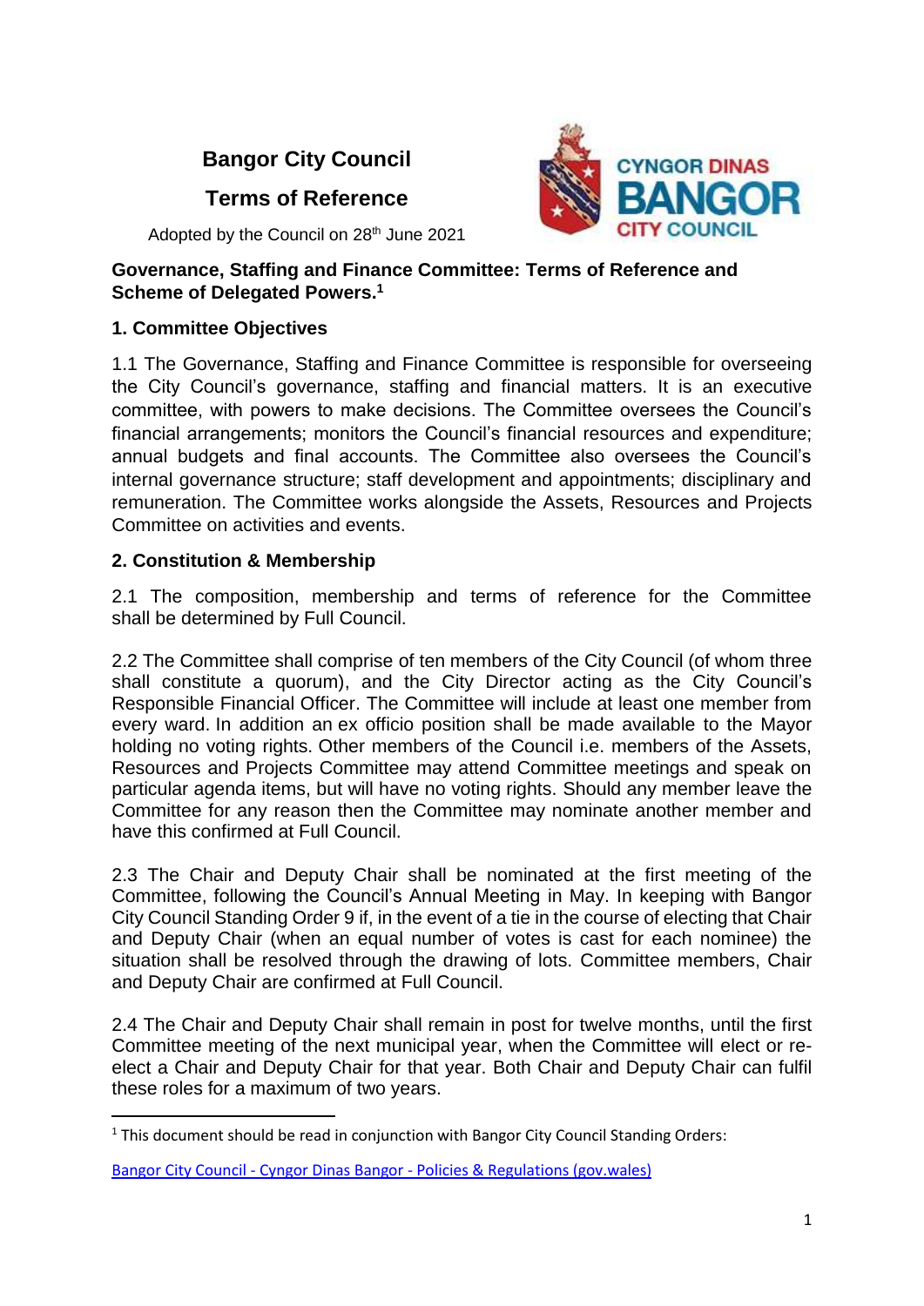# Bangor City Council

## Terms of Reference

Adopted by the Council on 28th June 2021

**Governance, Staffing and Finance Committee: Terms of Reference and Scheme of Delegated Powers.[1]**

### 1. Committee Objectives

1.1 The Governance, Staffing and Finance Committee is responsible for overseeing the City Council's governance, staffing and financial matters. It is an executive committee, with powers to make decisions. The Committee oversees the Council's financial arrangements; monitors the Council's financial resources and expenditure; annual budgets and final accounts. The Committee also oversees the Council's internal governance structure; staff development and appointments; disciplinary and remuneration. The Committee works alongside the Assets, Resources and Projects Committee on activities and events.

### 2. Constitution & Membership

2.1 The composition, membership and terms of reference for the Committee shall be determined by Full Council.

2.2 The Committee shall comprise of ten members of the City Council (of whom three shall constitute a quorum), and the City Director acting as the City Council's Responsible Financial Officer. The Committee will include at least one member from every ward. In addition an ex officio position shall be made available to the Mayor holding no voting rights. Other members of the Council i.e. members of the Assets, Resources and Projects Committee may attend Committee meetings and speak on particular agenda items, but will have no voting rights. Should any member leave the Committee for any reason then the Committee may nominate another member and have this confirmed at Full Council.

2.3 The Chair and Deputy Chair shall be nominated at the first meeting of the Committee, following the Council's Annual Meeting in May. In keeping with Bangor City Council Standing Order 9 if, in the event of a tie in the course of electing that Chair and Deputy Chair (when an equal number of votes is cast for each nominee) the situation shall be resolved through the drawing of lots. Committee members, Chair and Deputy Chair are confirmed at Full Council.

2.4 The Chair and Deputy Chair shall remain in post for twelve months, until the first Committee meeting of the next municipal year, when the Committee will elect or re-elect a Chair and Deputy Chair for that year. Both Chair and Deputy Chair can fulfil these roles for a maximum of two years.

---

[1] This document should be read in conjunction with Bangor City Council Standing Orders:

Bangor City Council - Cyngor Dinas Bangor - Policies & Regulations (gov.wales)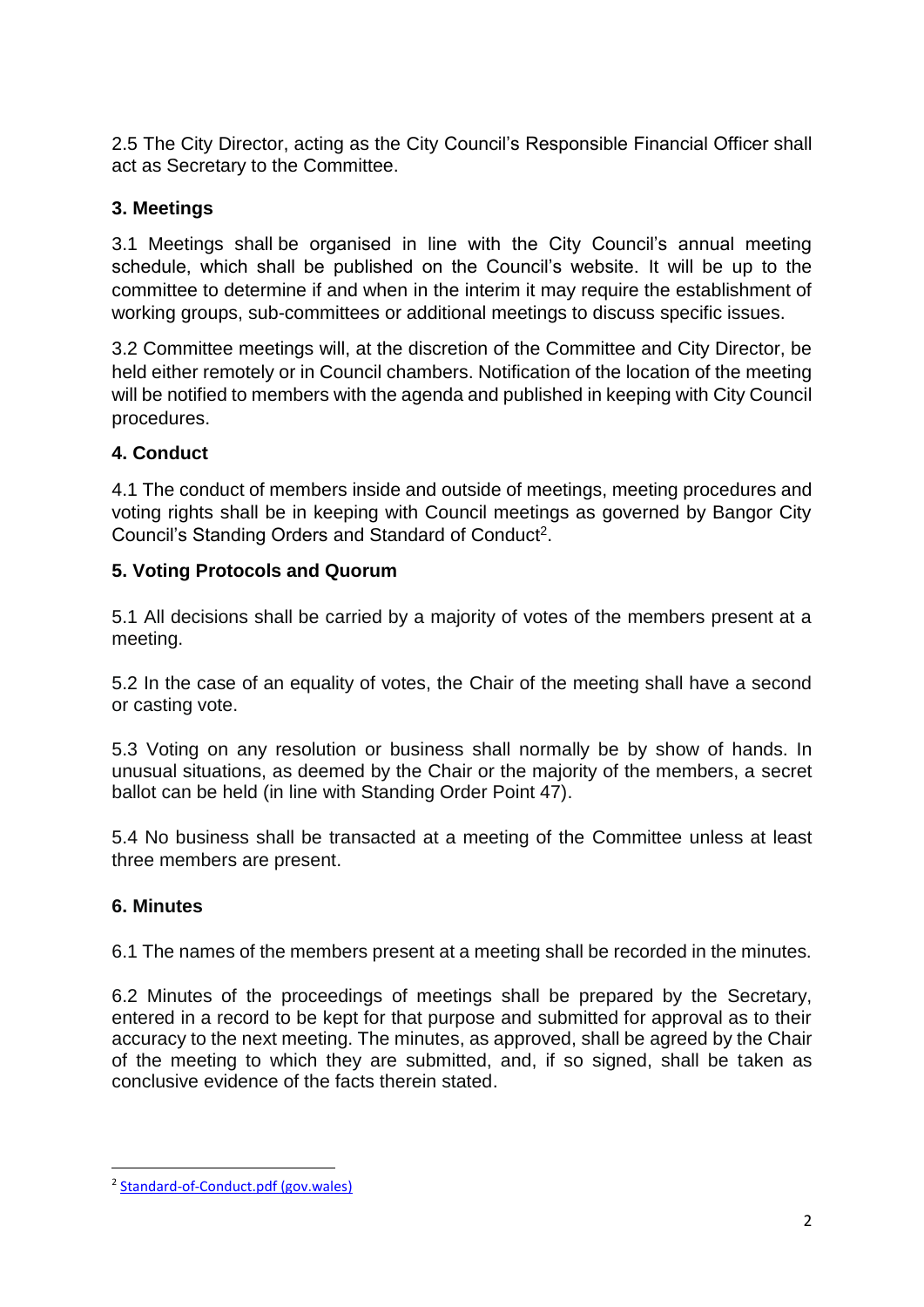2.5 The City Director, acting as the City Council's Responsible Financial Officer shall act as Secretary to the Committee.

## 3. Meetings

3.1 Meetings shall be organised in line with the City Council's annual meeting schedule, which shall be published on the Council's website. It will be up to the committee to determine if and when in the interim it may require the establishment of working groups, sub-committees or additional meetings to discuss specific issues.

3.2 Committee meetings will, at the discretion of the Committee and City Director, be held either remotely or in Council chambers. Notification of the location of the meeting will be notified to members with the agenda and published in keeping with City Council procedures.

## 4. Conduct

4.1 The conduct of members inside and outside of meetings, meeting procedures and voting rights shall be in keeping with Council meetings as governed by Bangor City Council's Standing Orders and Standard of Conduct[2].

## 5. Voting Protocols and Quorum

5.1 All decisions shall be carried by a majority of votes of the members present at a meeting.

5.2 In the case of an equality of votes, the Chair of the meeting shall have a second or casting vote.

5.3 Voting on any resolution or business shall normally be by show of hands. In unusual situations, as deemed by the Chair or the majority of the members, a secret ballot can be held (in line with Standing Order Point 47).

5.4 No business shall be transacted at a meeting of the Committee unless at least three members are present.

## 6. Minutes

6.1 The names of the members present at a meeting shall be recorded in the minutes.

6.2 Minutes of the proceedings of meetings shall be prepared by the Secretary, entered in a record to be kept for that purpose and submitted for approval as to their accuracy to the next meeting. The minutes, as approved, shall be agreed by the Chair of the meeting to which they are submitted, and, if so signed, shall be taken as conclusive evidence of the facts therein stated.

---

[2] Standard-of-Conduct.pdf (gov.wales)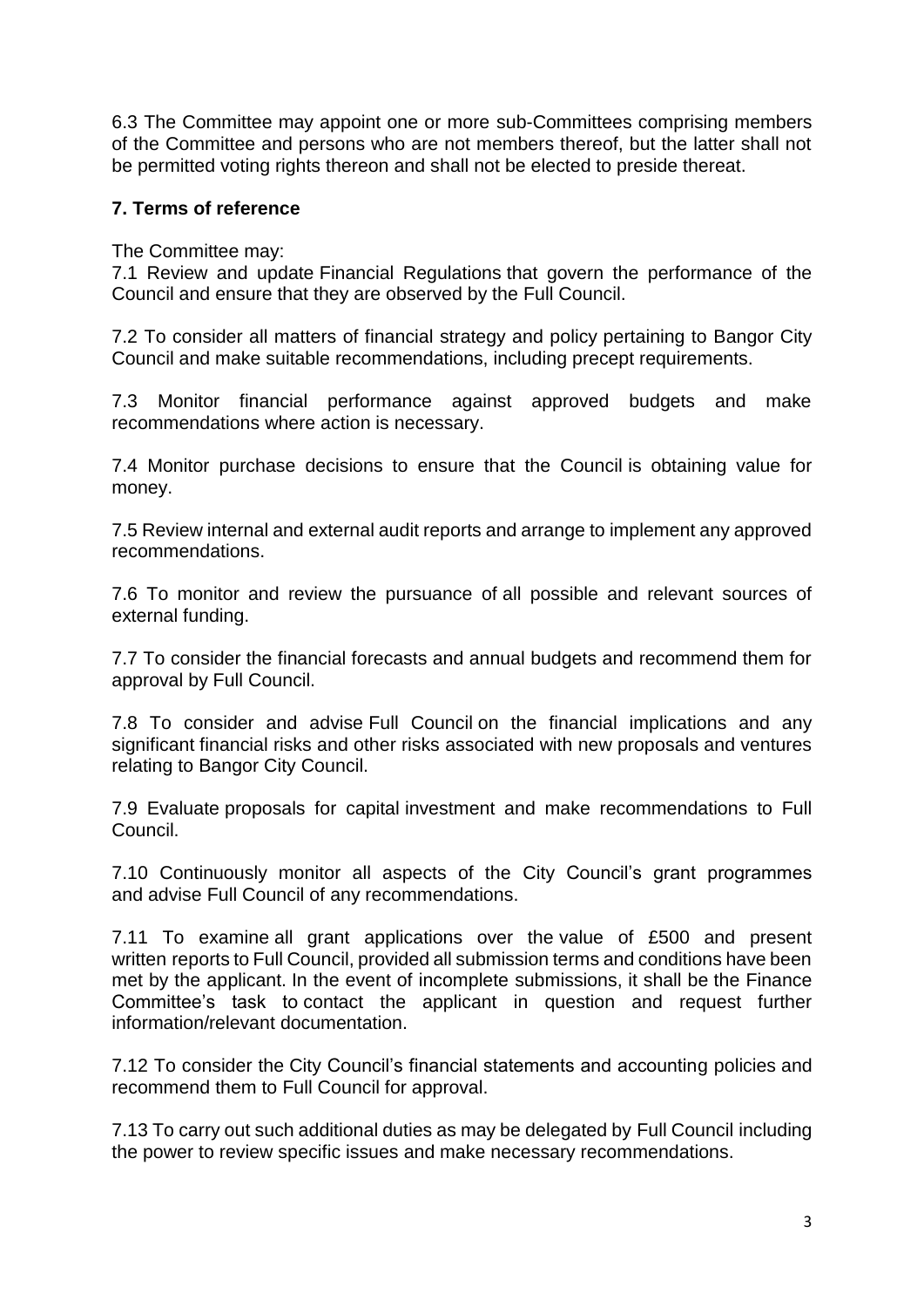6.3 The Committee may appoint one or more sub-Committees comprising members of the Committee and persons who are not members thereof, but the latter shall not be permitted voting rights thereon and shall not be elected to preside thereat.

## 7. Terms of reference

The Committee may:

7.1 Review and update Financial Regulations that govern the performance of the Council and ensure that they are observed by the Full Council.

7.2 To consider all matters of financial strategy and policy pertaining to Bangor City Council and make suitable recommendations, including precept requirements.

7.3 Monitor financial performance against approved budgets and make recommendations where action is necessary.

7.4 Monitor purchase decisions to ensure that the Council is obtaining value for money.

7.5 Review internal and external audit reports and arrange to implement any approved recommendations.

7.6 To monitor and review the pursuance of all possible and relevant sources of external funding.

7.7 To consider the financial forecasts and annual budgets and recommend them for approval by Full Council.

7.8 To consider and advise Full Council on the financial implications and any significant financial risks and other risks associated with new proposals and ventures relating to Bangor City Council.

7.9 Evaluate proposals for capital investment and make recommendations to Full Council.

7.10 Continuously monitor all aspects of the City Council's grant programmes and advise Full Council of any recommendations.

7.11 To examine all grant applications over the value of £500 and present written reports to Full Council, provided all submission terms and conditions have been met by the applicant. In the event of incomplete submissions, it shall be the Finance Committee's task to contact the applicant in question and request further information/relevant documentation.

7.12 To consider the City Council's financial statements and accounting policies and recommend them to Full Council for approval.

7.13 To carry out such additional duties as may be delegated by Full Council including the power to review specific issues and make necessary recommendations.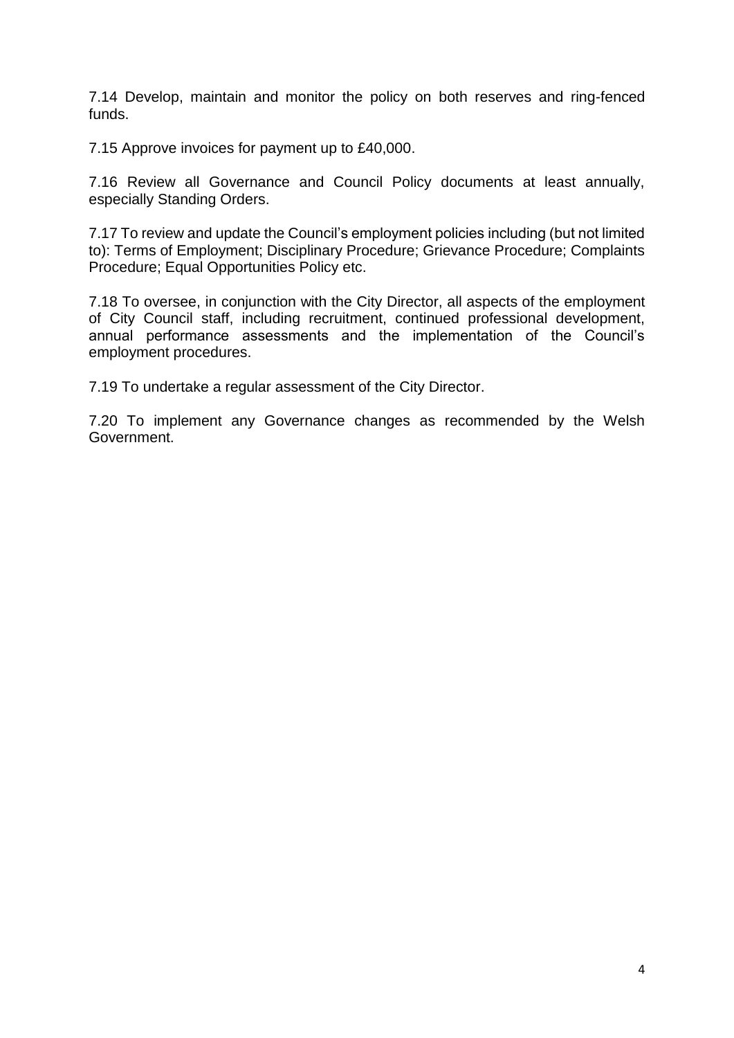7.14 Develop, maintain and monitor the policy on both reserves and ring-fenced funds.

7.15 Approve invoices for payment up to £40,000.

7.16 Review all Governance and Council Policy documents at least annually, especially Standing Orders.

7.17 To review and update the Council's employment policies including (but not limited to): Terms of Employment; Disciplinary Procedure; Grievance Procedure; Complaints Procedure; Equal Opportunities Policy etc.

7.18 To oversee, in conjunction with the City Director, all aspects of the employment of City Council staff, including recruitment, continued professional development, annual performance assessments and the implementation of the Council's employment procedures.

7.19 To undertake a regular assessment of the City Director.

7.20 To implement any Governance changes as recommended by the Welsh Government.